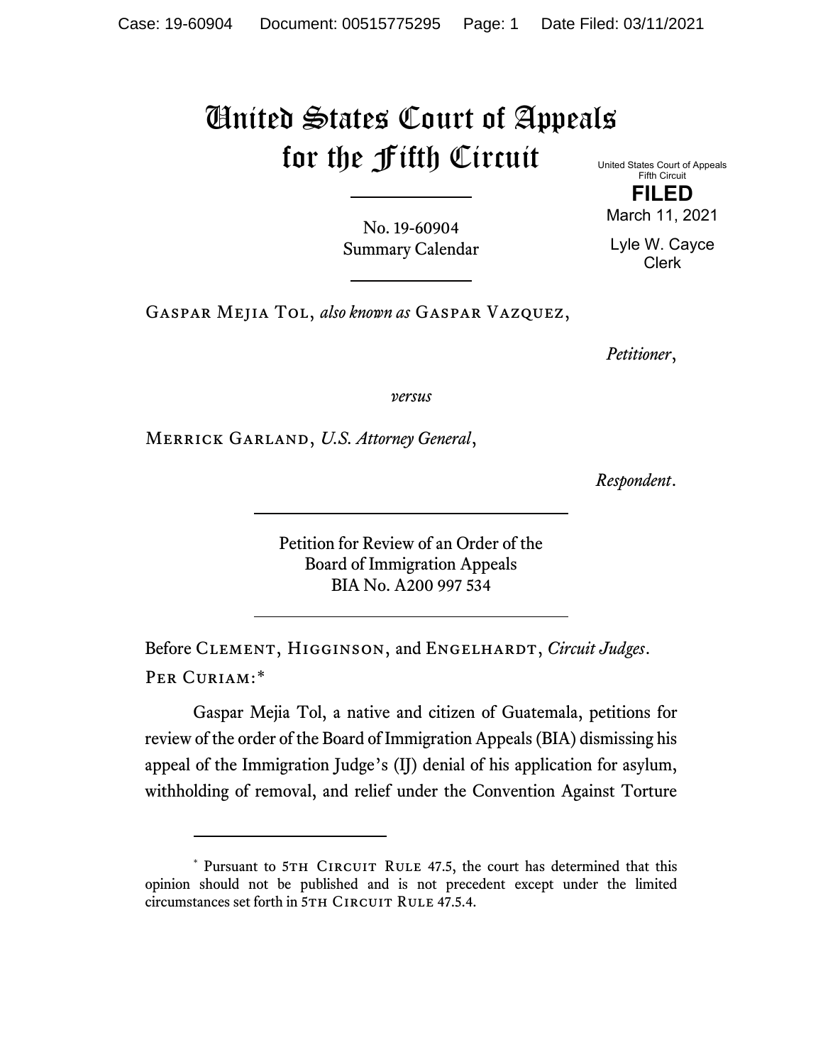# United States Court of Appeals for the Fifth Circuit

United States Court of Appeals
Fifth Circuit

**FILED**

March 11, 2021

Lyle W. Cayce
Clerk

No. 19-60904
Summary Calendar

---

Gaspar Mejia Tol, *also known as* Gaspar Vazquez,

*Petitioner*,

*versus*

Merrick Garland, *U.S. Attorney General*,

*Respondent*.

---

Petition for Review of an Order of the
Board of Immigration Appeals
BIA No. A200 997 534

---

Before Clement, Higginson, and Engelhardt, *Circuit Judges*.

Per Curiam:*

Gaspar Mejia Tol, a native and citizen of Guatemala, petitions for review of the order of the Board of Immigration Appeals (BIA) dismissing his appeal of the Immigration Judge's (IJ) denial of his application for asylum, withholding of removal, and relief under the Convention Against Torture

---

\* Pursuant to 5th Circuit Rule 47.5, the court has determined that this opinion should not be published and is not precedent except under the limited circumstances set forth in 5th Circuit Rule 47.5.4.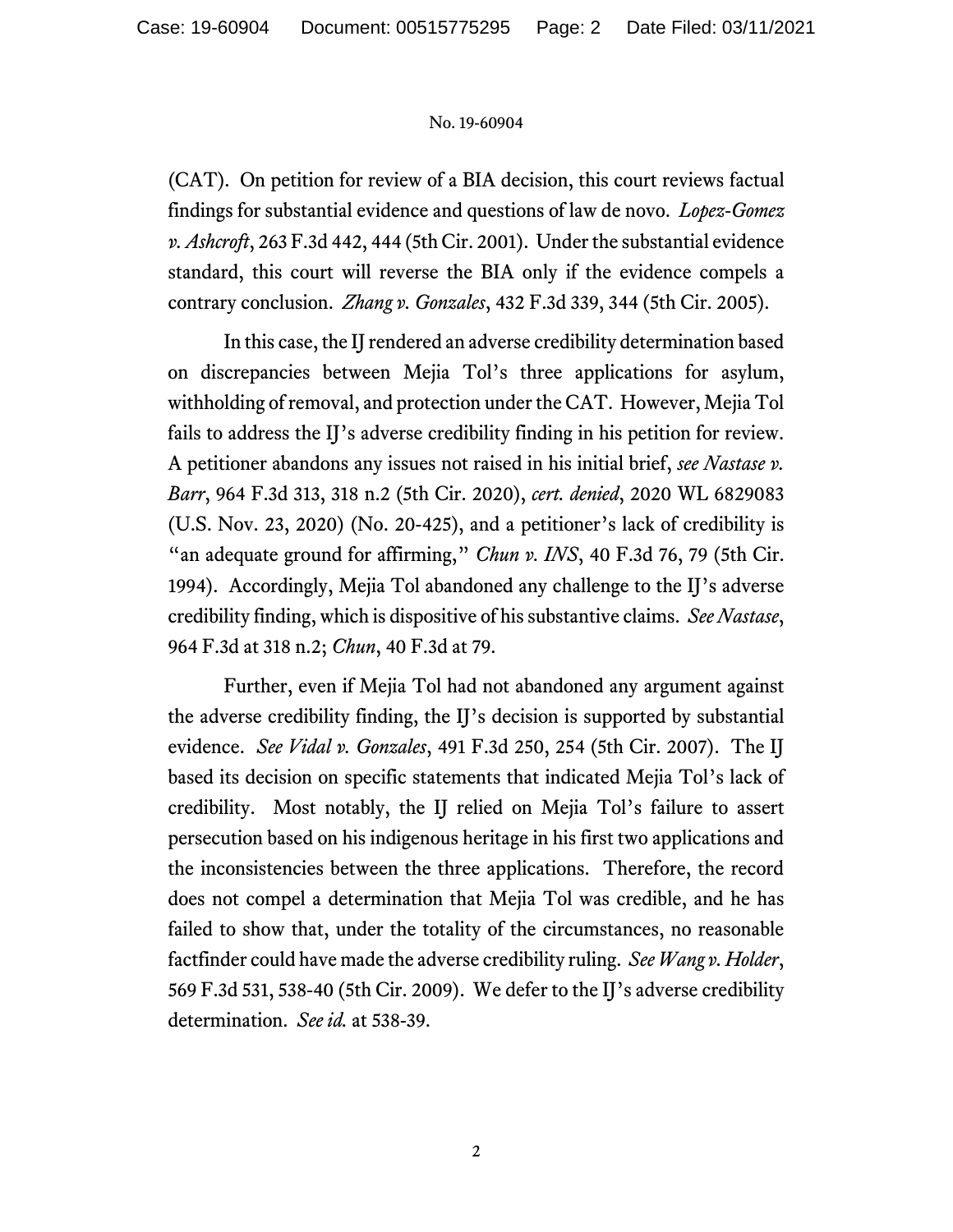(CAT). On petition for review of a BIA decision, this court reviews factual findings for substantial evidence and questions of law de novo. *Lopez-Gomez v. Ashcroft*, 263 F.3d 442, 444 (5th Cir. 2001). Under the substantial evidence standard, this court will reverse the BIA only if the evidence compels a contrary conclusion. *Zhang v. Gonzales*, 432 F.3d 339, 344 (5th Cir. 2005).

In this case, the IJ rendered an adverse credibility determination based on discrepancies between Mejia Tol's three applications for asylum, withholding of removal, and protection under the CAT. However, Mejia Tol fails to address the IJ's adverse credibility finding in his petition for review. A petitioner abandons any issues not raised in his initial brief, *see Nastase v. Barr*, 964 F.3d 313, 318 n.2 (5th Cir. 2020), *cert. denied*, 2020 WL 6829083 (U.S. Nov. 23, 2020) (No. 20-425), and a petitioner's lack of credibility is "an adequate ground for affirming," *Chun v. INS*, 40 F.3d 76, 79 (5th Cir. 1994). Accordingly, Mejia Tol abandoned any challenge to the IJ's adverse credibility finding, which is dispositive of his substantive claims. *See Nastase*, 964 F.3d at 318 n.2; *Chun*, 40 F.3d at 79.

Further, even if Mejia Tol had not abandoned any argument against the adverse credibility finding, the IJ's decision is supported by substantial evidence. *See Vidal v. Gonzales*, 491 F.3d 250, 254 (5th Cir. 2007). The IJ based its decision on specific statements that indicated Mejia Tol's lack of credibility. Most notably, the IJ relied on Mejia Tol's failure to assert persecution based on his indigenous heritage in his first two applications and the inconsistencies between the three applications. Therefore, the record does not compel a determination that Mejia Tol was credible, and he has failed to show that, under the totality of the circumstances, no reasonable factfinder could have made the adverse credibility ruling. *See Wang v. Holder*, 569 F.3d 531, 538-40 (5th Cir. 2009). We defer to the IJ's adverse credibility determination. *See id.* at 538-39.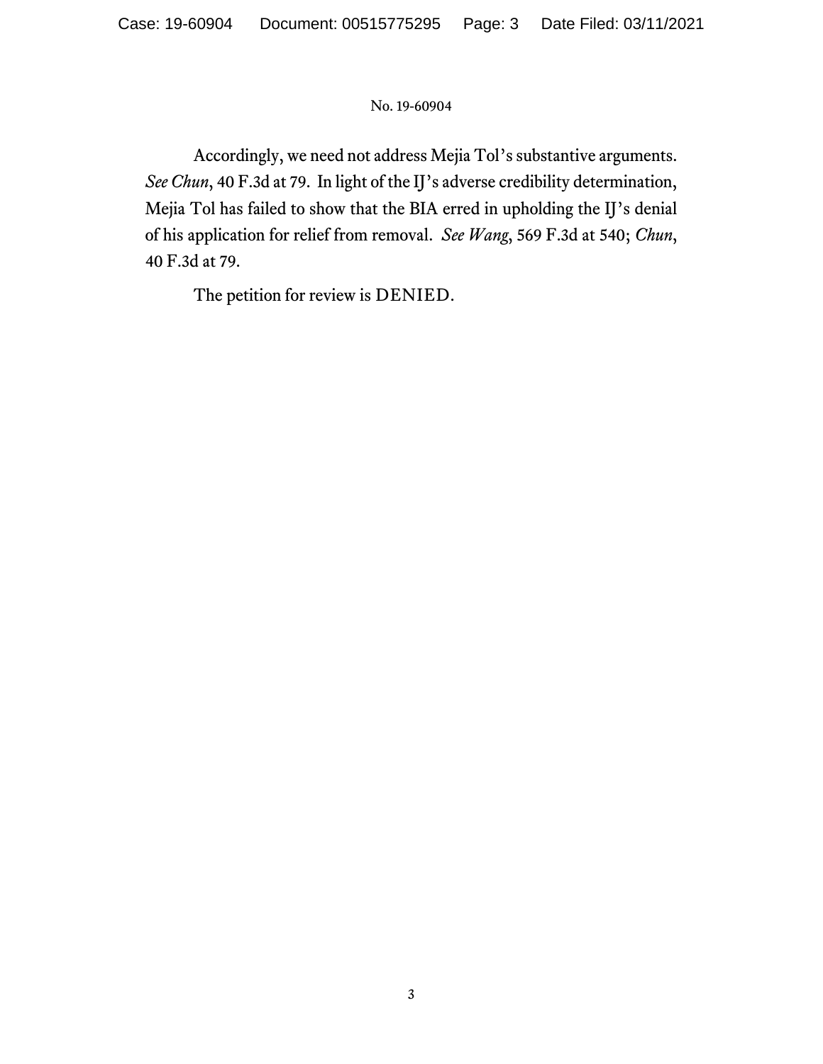Accordingly, we need not address Mejia Tol's substantive arguments. *See Chun*, 40 F.3d at 79. In light of the IJ's adverse credibility determination, Mejia Tol has failed to show that the BIA erred in upholding the IJ's denial of his application for relief from removal. *See Wang*, 569 F.3d at 540; *Chun*, 40 F.3d at 79.

The petition for review is DENIED.